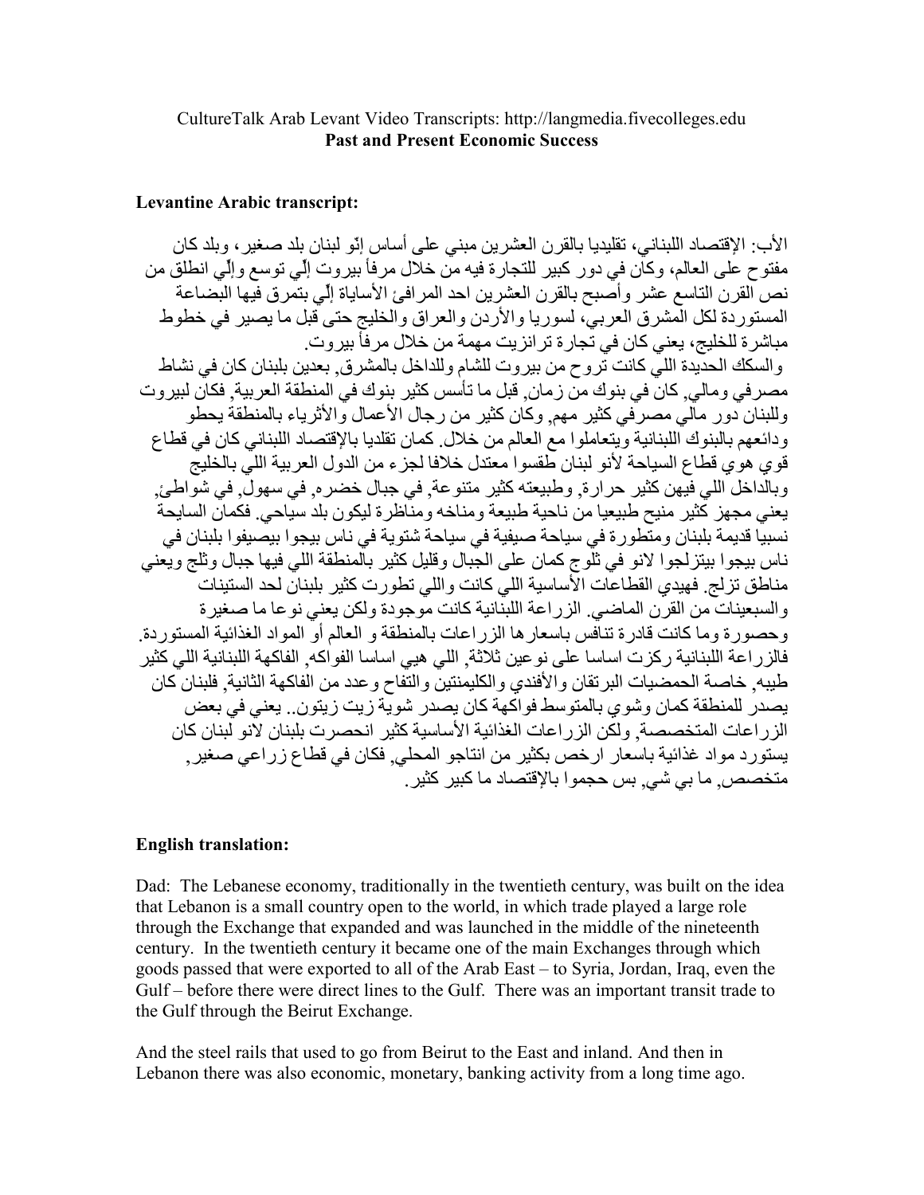CultureTalk Arab Levant Video Transcripts: http://langmedia.fivecolleges.edu

**Past and Present Economic Success**

**Levantine Arabic transcript:**

الأب: الإقتصاد اللبناني، تقليديا بالقرن العشرين مبني على أساس إنّو لبنان بلد صغير، وبلد كان مفتوح على العالم، وكان في دور كبير للتجارة فيه من خلال مرفأ بيروت إلّي توسع وإلّي انطلق من نص القرن التاسع عشر وأصبح بالقرن العشرين احد المرافئ الأساياة إلّي بتمرق فيها البضاعة المستوردة لكل المشرق العربي، لسوريا والأردن والعراق والخليج حتى قبل ما يصير في خطوط مباشرة للخليج، يعني كان في تجارة ترانزيت مهمة من خلال مرفأ بيروت.

والسكك الحديدة اللي كانت تروح من بيروت للشام وللداخل بالمشرق, بعدين بلبنان كان في نشاط مصرفي ومالي, كان في بنوك من زمان, قبل ما تأسس كثير بنوك في المنطقة العربية, فكان لبيروت وللبنان دور مالي مصرفي كثير مهم, وكان كثير من رجال الأعمال والأثرياء بالمنطقة يحطو ودائعهم بالبنوك اللبنانية ويتعاملوا مع العالم من خلال. كمان تقليديا بالإقتصاد اللبناني كان في قطاع قوي هوي قطاع السياحة لأنو لبنان طقسوا معتدل خلافا لجزء من الدول العربية اللي بالخليج وبالداخل اللي فيهن كثير حرارة, وطبيعته كثير متنوعة, في جبال خضره, في سهول, في شواطئ, يعني مجهز كثير منيح طبيعيا من ناحية طبيعة ومناخه ومناظرة ليكون بلد سياحي. فكمان السايحة نسبيا قديمة بلبنان ومتطورة في سياحة صيفية في سياحة شتوية في ناس بيجوا بيصيفوا بلبنان في ناس بيجوا بيتزلجوا لانو في ثلوج كمان على الجبال وقليل كثير بالمنطقة اللي فيها جبال وثلج ويعني مناطق تزلج. فهيدي القطاعات الأساسية اللي كانت واللي تطورت كثير بلبنان لحد الستينات والسبعينات من القرن الماضي. الزراعة اللبنانية كانت موجودة ولكن يعني نوعا ما صغيرة وحصورة وما كانت قادرة تنافس باسعارها الزراعات بالمنطقة و العالم أو المواد الغذائية المستوردة. فالزراعة اللبنانية ركزت اساسا على نوعين ثلاثة, اللي هيي اساسا الفواكه, الفاكهة اللبنانية اللي كثير طيبه, خاصة الحمضيات البرتقان والأفندي والكليمنتين والتفاح وعدد من الفاكهة الثانية, فلبنان كان يصدر للمنطقة كمان وشوي بالمتوسط فواكهة كان يصدر شوية زيت زيتون.. يعني في بعض الزراعات المتخصصة, ولكن الزراعات الغذائية الأساسية كثير انحصرت بلبنان لانو لبنان كان يستورد مواد غذائية باسعار ارخص بكثير من انتاجو المحلي, فكان في قطاع زراعي صغير, متخصص, ما بي شي, بس حجموا بالإقتصاد ما كبير كثير.

**English translation:**

Dad: The Lebanese economy, traditionally in the twentieth century, was built on the idea that Lebanon is a small country open to the world, in which trade played a large role through the Exchange that expanded and was launched in the middle of the nineteenth century. In the twentieth century it became one of the main Exchanges through which goods passed that were exported to all of the Arab East – to Syria, Jordan, Iraq, even the Gulf – before there were direct lines to the Gulf. There was an important transit trade to the Gulf through the Beirut Exchange.

And the steel rails that used to go from Beirut to the East and inland. And then in Lebanon there was also economic, monetary, banking activity from a long time ago.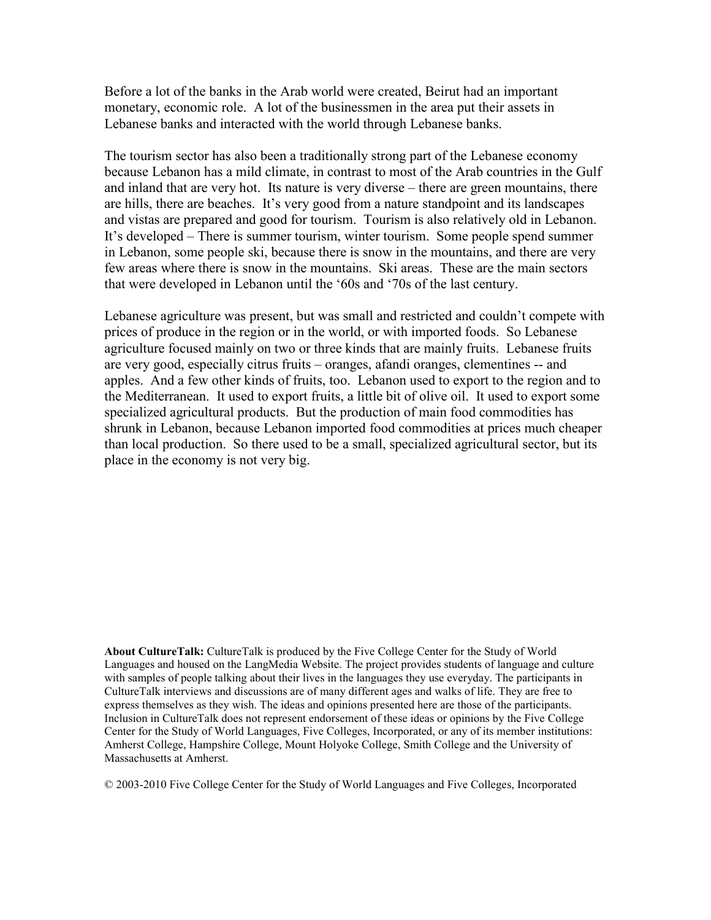Before a lot of the banks in the Arab world were created, Beirut had an important monetary, economic role. A lot of the businessmen in the area put their assets in Lebanese banks and interacted with the world through Lebanese banks.

The tourism sector has also been a traditionally strong part of the Lebanese economy because Lebanon has a mild climate, in contrast to most of the Arab countries in the Gulf and inland that are very hot. Its nature is very diverse – there are green mountains, there are hills, there are beaches. It's very good from a nature standpoint and its landscapes and vistas are prepared and good for tourism. Tourism is also relatively old in Lebanon. It's developed – There is summer tourism, winter tourism. Some people spend summer in Lebanon, some people ski, because there is snow in the mountains, and there are very few areas where there is snow in the mountains. Ski areas. These are the main sectors that were developed in Lebanon until the '60s and '70s of the last century.

Lebanese agriculture was present, but was small and restricted and couldn't compete with prices of produce in the region or in the world, or with imported foods. So Lebanese agriculture focused mainly on two or three kinds that are mainly fruits. Lebanese fruits are very good, especially citrus fruits – oranges, afandi oranges, clementines -- and apples. And a few other kinds of fruits, too. Lebanon used to export to the region and to the Mediterranean. It used to export fruits, a little bit of olive oil. It used to export some specialized agricultural products. But the production of main food commodities has shrunk in Lebanon, because Lebanon imported food commodities at prices much cheaper than local production. So there used to be a small, specialized agricultural sector, but its place in the economy is not very big.

**About CultureTalk:** CultureTalk is produced by the Five College Center for the Study of World Languages and housed on the LangMedia Website. The project provides students of language and culture with samples of people talking about their lives in the languages they use everyday. The participants in CultureTalk interviews and discussions are of many different ages and walks of life. They are free to express themselves as they wish. The ideas and opinions presented here are those of the participants. Inclusion in CultureTalk does not represent endorsement of these ideas or opinions by the Five College Center for the Study of World Languages, Five Colleges, Incorporated, or any of its member institutions: Amherst College, Hampshire College, Mount Holyoke College, Smith College and the University of Massachusetts at Amherst.

© 2003-2010 Five College Center for the Study of World Languages and Five Colleges, Incorporated